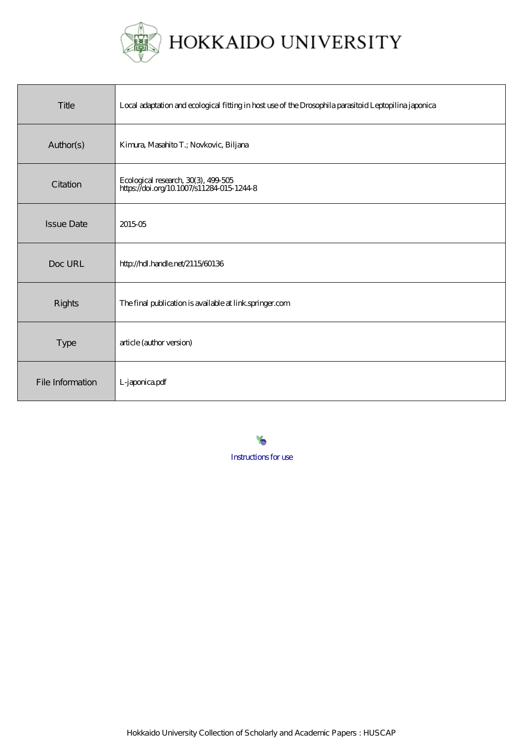# HOKKAIDO UNIVERSITY

| | |
|---|---|
| Title | Local adaptation and ecological fitting in host use of the Drosophila parasitoid Leptopilina japonica |
| Author(s) | Kimura, Masahito T.; Novkovic, Biljana |
| Citation | Ecological research, 30(3), 499-505<br>https://doi.org/10.1007/s11284-015-1244-8 |
| Issue Date | 2015-05 |
| Doc URL | http://hdl.handle.net/2115/60136 |
| Rights | The final publication is available at link.springer.com |
| Type | article (author version) |
| File Information | L-japonica.pdf |

Instructions for use

Hokkaido University Collection of Scholarly and Academic Papers : HUSCAP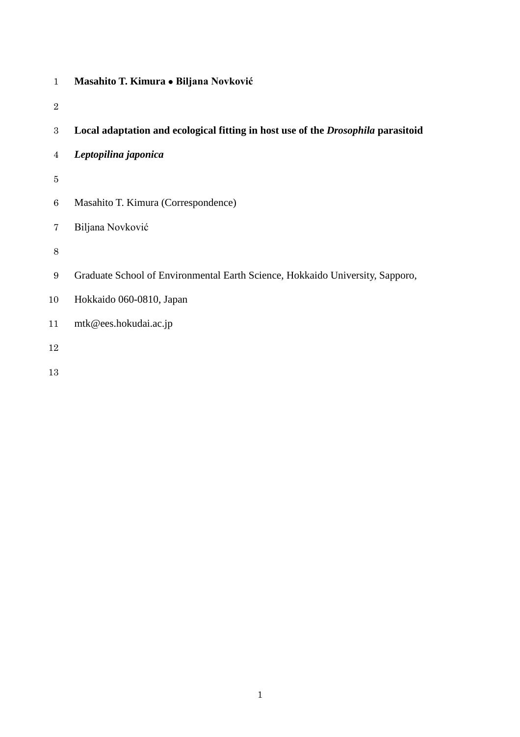**Masahito T. Kimura • Biljana Novković**

**Local adaptation and ecological fitting in host use of the *Drosophila* parasitoid *Leptopilina japonica***

Masahito T. Kimura (Correspondence)

Biljana Novković

Graduate School of Environmental Earth Science, Hokkaido University, Sapporo, Hokkaido 060-0810, Japan

mtk@ees.hokudai.ac.jp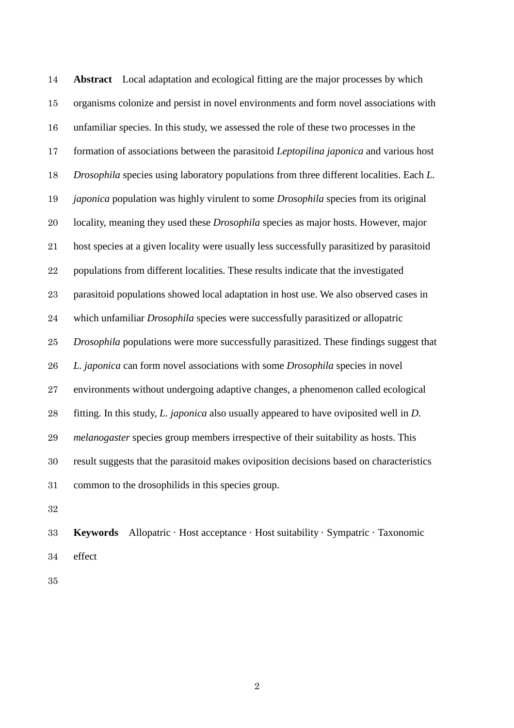**Abstract** Local adaptation and ecological fitting are the major processes by which organisms colonize and persist in novel environments and form novel associations with unfamiliar species. In this study, we assessed the role of these two processes in the formation of associations between the parasitoid *Leptopilina japonica* and various host *Drosophila* species using laboratory populations from three different localities. Each *L. japonica* population was highly virulent to some *Drosophila* species from its original locality, meaning they used these *Drosophila* species as major hosts. However, major host species at a given locality were usually less successfully parasitized by parasitoid populations from different localities. These results indicate that the investigated parasitoid populations showed local adaptation in host use. We also observed cases in which unfamiliar *Drosophila* species were successfully parasitized or allopatric *Drosophila* populations were more successfully parasitized. These findings suggest that *L. japonica* can form novel associations with some *Drosophila* species in novel environments without undergoing adaptive changes, a phenomenon called ecological fitting. In this study, *L. japonica* also usually appeared to have oviposited well in *D. melanogaster* species group members irrespective of their suitability as hosts. This result suggests that the parasitoid makes oviposition decisions based on characteristics common to the drosophilids in this species group.

**Keywords** Allopatric · Host acceptance · Host suitability · Sympatric · Taxonomic effect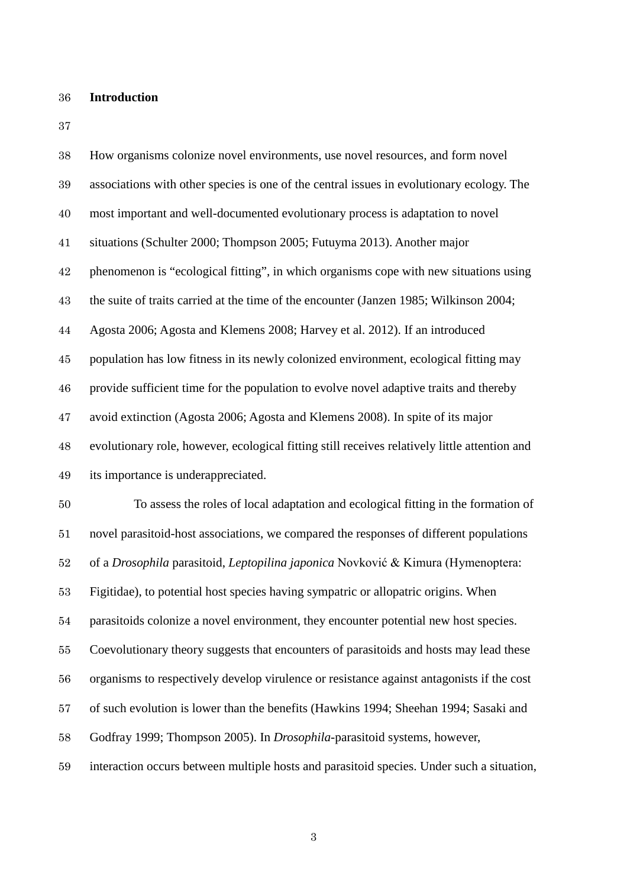## Introduction

How organisms colonize novel environments, use novel resources, and form novel associations with other species is one of the central issues in evolutionary ecology. The most important and well-documented evolutionary process is adaptation to novel situations (Schulter 2000; Thompson 2005; Futuyma 2013). Another major phenomenon is "ecological fitting", in which organisms cope with new situations using the suite of traits carried at the time of the encounter (Janzen 1985; Wilkinson 2004; Agosta 2006; Agosta and Klemens 2008; Harvey et al. 2012). If an introduced population has low fitness in its newly colonized environment, ecological fitting may provide sufficient time for the population to evolve novel adaptive traits and thereby avoid extinction (Agosta 2006; Agosta and Klemens 2008). In spite of its major evolutionary role, however, ecological fitting still receives relatively little attention and its importance is underappreciated.

To assess the roles of local adaptation and ecological fitting in the formation of novel parasitoid-host associations, we compared the responses of different populations of a *Drosophila* parasitoid, *Leptopilina japonica* Novković & Kimura (Hymenoptera: Figitidae), to potential host species having sympatric or allopatric origins. When parasitoids colonize a novel environment, they encounter potential new host species. Coevolutionary theory suggests that encounters of parasitoids and hosts may lead these organisms to respectively develop virulence or resistance against antagonists if the cost of such evolution is lower than the benefits (Hawkins 1994; Sheehan 1994; Sasaki and Godfray 1999; Thompson 2005). In *Drosophila*-parasitoid systems, however, interaction occurs between multiple hosts and parasitoid species. Under such a situation,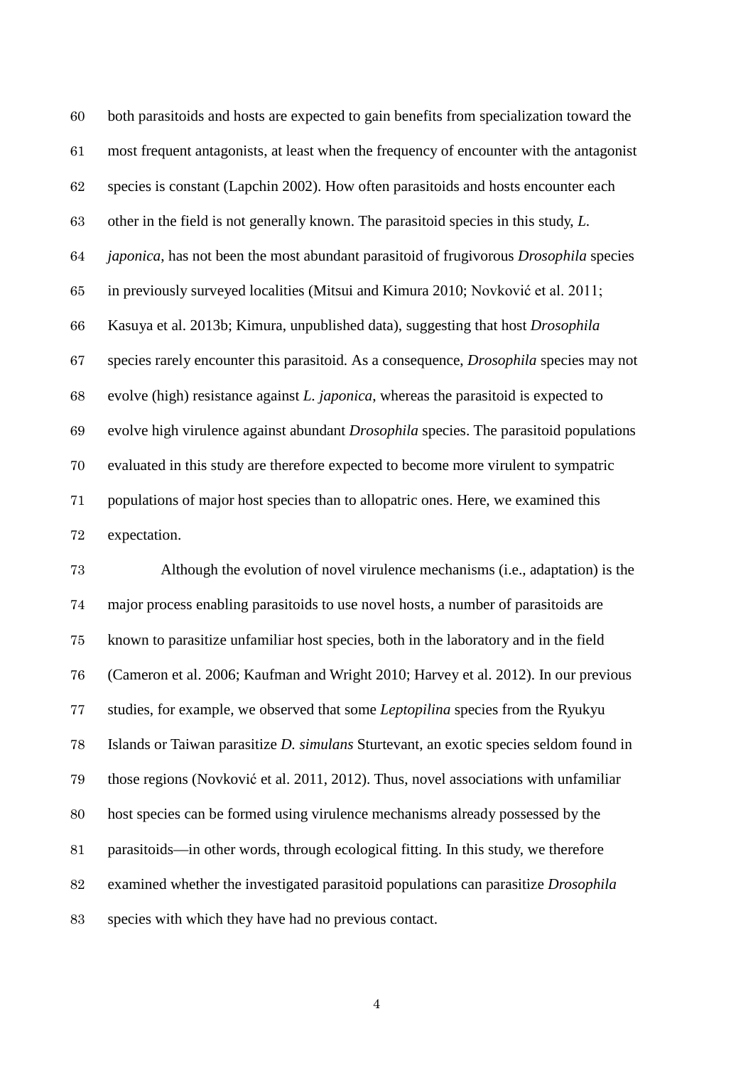both parasitoids and hosts are expected to gain benefits from specialization toward the most frequent antagonists, at least when the frequency of encounter with the antagonist species is constant (Lapchin 2002). How often parasitoids and hosts encounter each other in the field is not generally known. The parasitoid species in this study, *L. japonica*, has not been the most abundant parasitoid of frugivorous *Drosophila* species in previously surveyed localities (Mitsui and Kimura 2010; Novković et al. 2011; Kasuya et al. 2013b; Kimura, unpublished data), suggesting that host *Drosophila* species rarely encounter this parasitoid. As a consequence, *Drosophila* species may not evolve (high) resistance against *L. japonica*, whereas the parasitoid is expected to evolve high virulence against abundant *Drosophila* species. The parasitoid populations evaluated in this study are therefore expected to become more virulent to sympatric populations of major host species than to allopatric ones. Here, we examined this expectation.

Although the evolution of novel virulence mechanisms (i.e., adaptation) is the major process enabling parasitoids to use novel hosts, a number of parasitoids are known to parasitize unfamiliar host species, both in the laboratory and in the field (Cameron et al. 2006; Kaufman and Wright 2010; Harvey et al. 2012). In our previous studies, for example, we observed that some *Leptopilina* species from the Ryukyu Islands or Taiwan parasitize *D. simulans* Sturtevant, an exotic species seldom found in those regions (Novković et al. 2011, 2012). Thus, novel associations with unfamiliar host species can be formed using virulence mechanisms already possessed by the parasitoids—in other words, through ecological fitting. In this study, we therefore examined whether the investigated parasitoid populations can parasitize *Drosophila* species with which they have had no previous contact.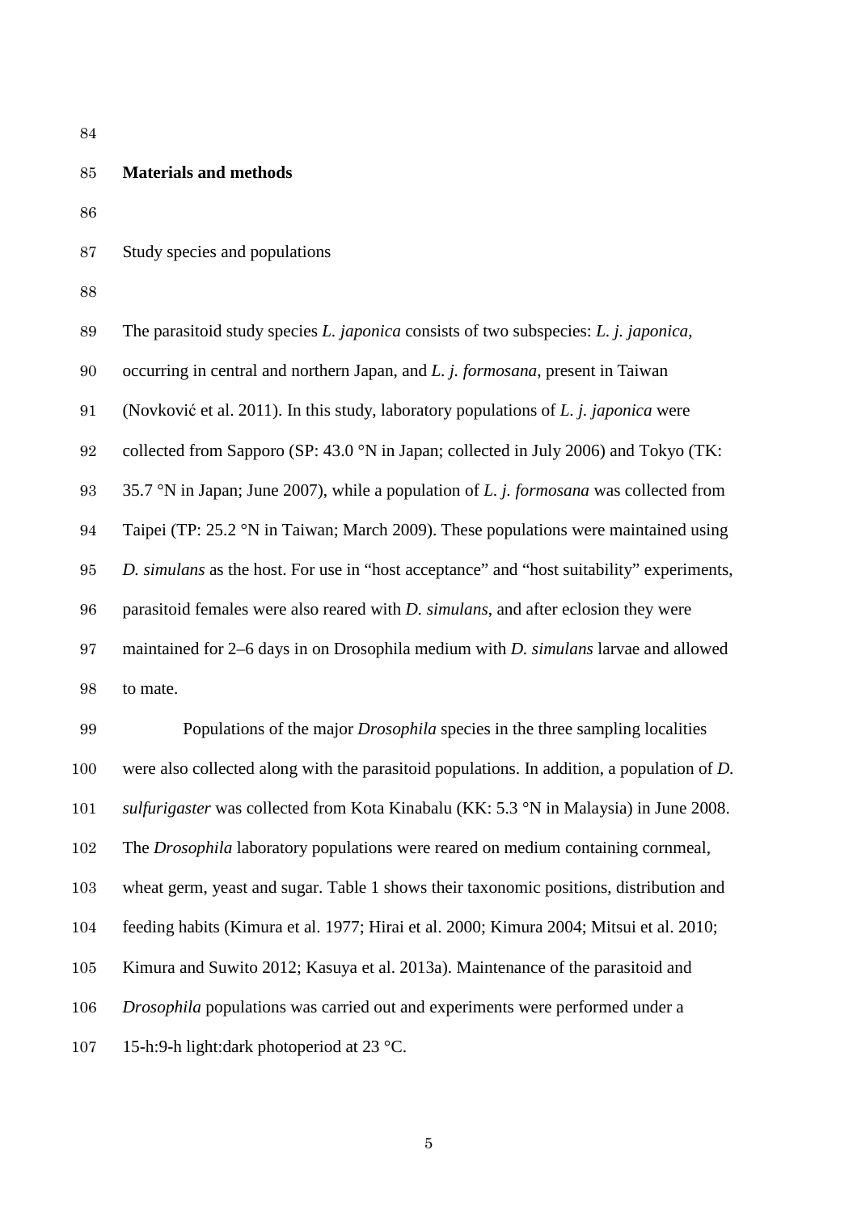## Materials and methods

### Study species and populations

The parasitoid study species *L. japonica* consists of two subspecies: *L. j. japonica*, occurring in central and northern Japan, and *L. j. formosana*, present in Taiwan (Novković et al. 2011). In this study, laboratory populations of *L. j. japonica* were collected from Sapporo (SP: 43.0 °N in Japan; collected in July 2006) and Tokyo (TK: 35.7 °N in Japan; June 2007), while a population of *L. j. formosana* was collected from Taipei (TP: 25.2 °N in Taiwan; March 2009). These populations were maintained using *D. simulans* as the host. For use in “host acceptance” and “host suitability” experiments, parasitoid females were also reared with *D. simulans*, and after eclosion they were maintained for 2–6 days in on Drosophila medium with *D. simulans* larvae and allowed to mate.

Populations of the major *Drosophila* species in the three sampling localities were also collected along with the parasitoid populations. In addition, a population of *D. sulfurigaster* was collected from Kota Kinabalu (KK: 5.3 °N in Malaysia) in June 2008. The *Drosophila* laboratory populations were reared on medium containing cornmeal, wheat germ, yeast and sugar. Table 1 shows their taxonomic positions, distribution and feeding habits (Kimura et al. 1977; Hirai et al. 2000; Kimura 2004; Mitsui et al. 2010; Kimura and Suwito 2012; Kasuya et al. 2013a). Maintenance of the parasitoid and *Drosophila* populations was carried out and experiments were performed under a 15-h:9-h light:dark photoperiod at 23 °C.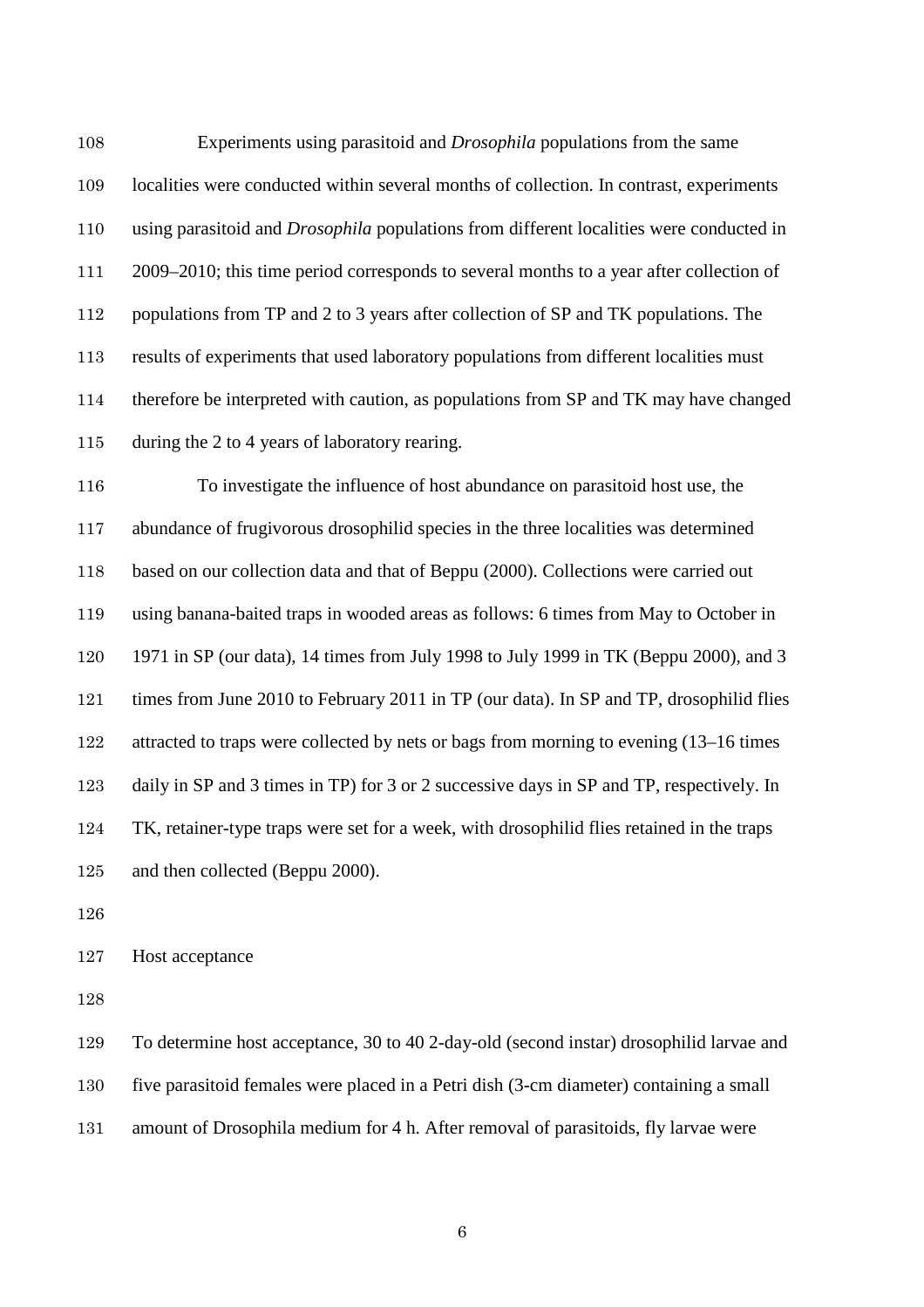Experiments using parasitoid and *Drosophila* populations from the same localities were conducted within several months of collection. In contrast, experiments using parasitoid and *Drosophila* populations from different localities were conducted in 2009–2010; this time period corresponds to several months to a year after collection of populations from TP and 2 to 3 years after collection of SP and TK populations. The results of experiments that used laboratory populations from different localities must therefore be interpreted with caution, as populations from SP and TK may have changed during the 2 to 4 years of laboratory rearing.

To investigate the influence of host abundance on parasitoid host use, the abundance of frugivorous drosophilid species in the three localities was determined based on our collection data and that of Beppu (2000). Collections were carried out using banana-baited traps in wooded areas as follows: 6 times from May to October in 1971 in SP (our data), 14 times from July 1998 to July 1999 in TK (Beppu 2000), and 3 times from June 2010 to February 2011 in TP (our data). In SP and TP, drosophilid flies attracted to traps were collected by nets or bags from morning to evening (13–16 times daily in SP and 3 times in TP) for 3 or 2 successive days in SP and TP, respectively. In TK, retainer-type traps were set for a week, with drosophilid flies retained in the traps and then collected (Beppu 2000).

## Host acceptance

To determine host acceptance, 30 to 40 2-day-old (second instar) drosophilid larvae and five parasitoid females were placed in a Petri dish (3-cm diameter) containing a small amount of Drosophila medium for 4 h. After removal of parasitoids, fly larvae were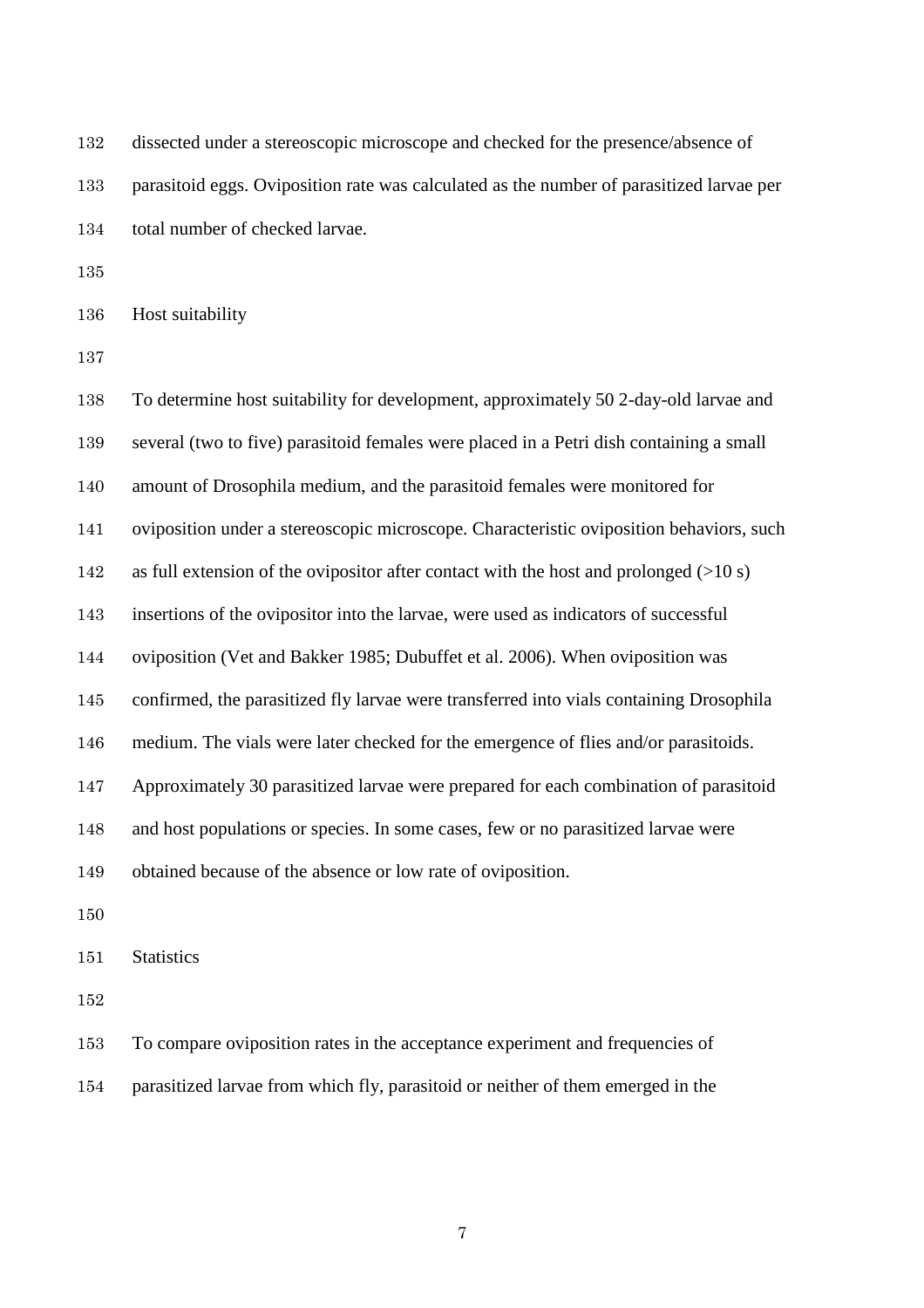dissected under a stereoscopic microscope and checked for the presence/absence of parasitoid eggs. Oviposition rate was calculated as the number of parasitized larvae per total number of checked larvae.

### Host suitability

To determine host suitability for development, approximately 50 2-day-old larvae and several (two to five) parasitoid females were placed in a Petri dish containing a small amount of Drosophila medium, and the parasitoid females were monitored for oviposition under a stereoscopic microscope. Characteristic oviposition behaviors, such as full extension of the ovipositor after contact with the host and prolonged (>10 s) insertions of the ovipositor into the larvae, were used as indicators of successful oviposition (Vet and Bakker 1985; Dubuffet et al. 2006). When oviposition was confirmed, the parasitized fly larvae were transferred into vials containing Drosophila medium. The vials were later checked for the emergence of flies and/or parasitoids. Approximately 30 parasitized larvae were prepared for each combination of parasitoid and host populations or species. In some cases, few or no parasitized larvae were obtained because of the absence or low rate of oviposition.

### Statistics

To compare oviposition rates in the acceptance experiment and frequencies of parasitized larvae from which fly, parasitoid or neither of them emerged in the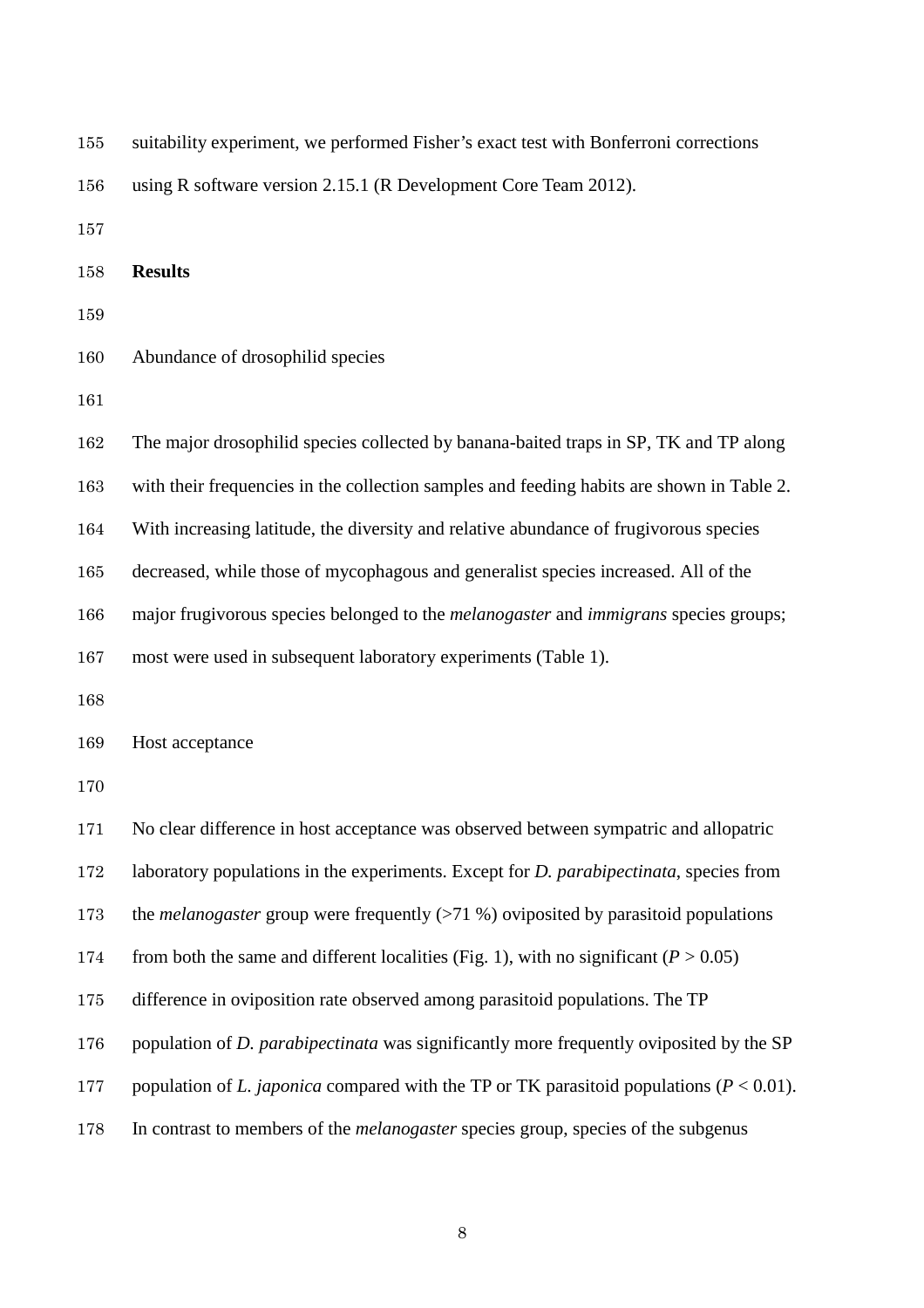suitability experiment, we performed Fisher's exact test with Bonferroni corrections using R software version 2.15.1 (R Development Core Team 2012).

## Results

### Abundance of drosophilid species

The major drosophilid species collected by banana-baited traps in SP, TK and TP along with their frequencies in the collection samples and feeding habits are shown in Table 2. With increasing latitude, the diversity and relative abundance of frugivorous species decreased, while those of mycophagous and generalist species increased. All of the major frugivorous species belonged to the *melanogaster* and *immigrans* species groups; most were used in subsequent laboratory experiments (Table 1).

### Host acceptance

No clear difference in host acceptance was observed between sympatric and allopatric laboratory populations in the experiments. Except for *D. parabipectinata*, species from the *melanogaster* group were frequently (>71 %) oviposited by parasitoid populations from both the same and different localities (Fig. 1), with no significant ($P > 0.05$) difference in oviposition rate observed among parasitoid populations. The TP population of *D. parabipectinata* was significantly more frequently oviposited by the SP population of *L. japonica* compared with the TP or TK parasitoid populations ($P < 0.01$). In contrast to members of the *melanogaster* species group, species of the subgenus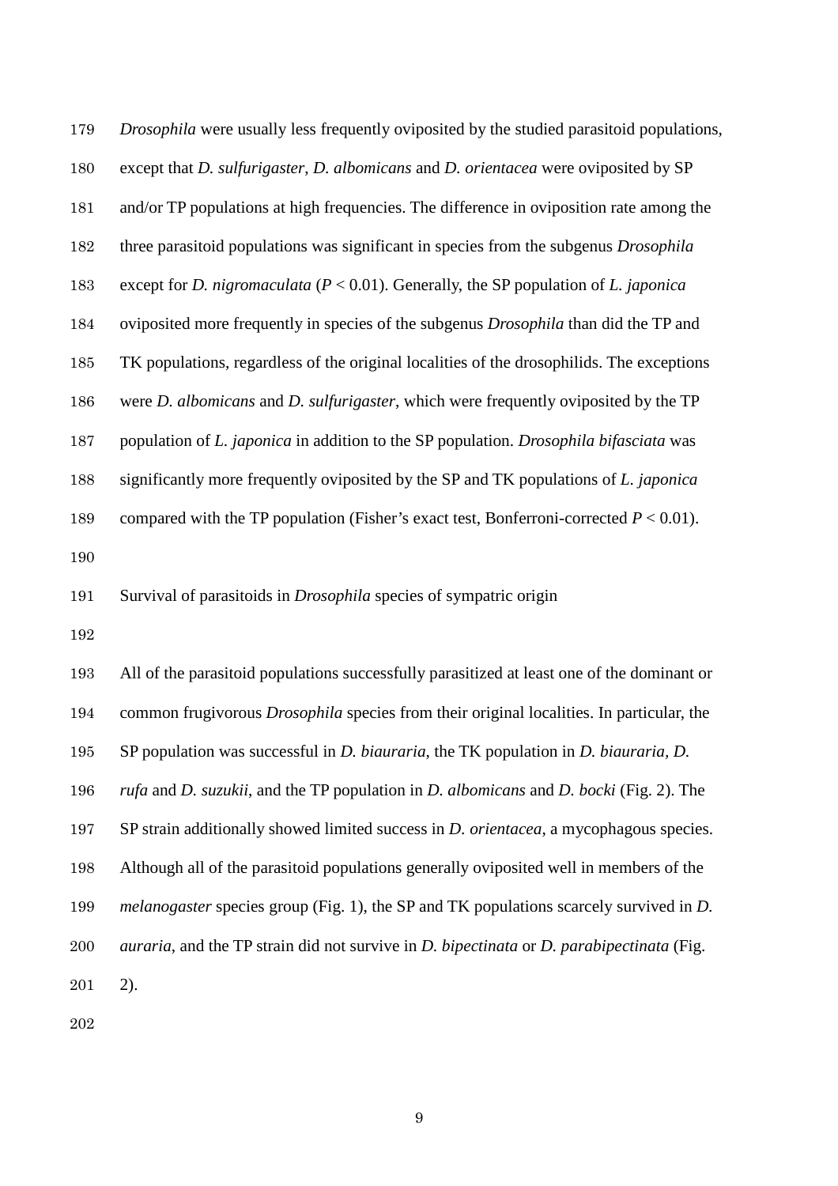*Drosophila* were usually less frequently oviposited by the studied parasitoid populations, except that *D. sulfurigaster*, *D. albomicans* and *D. orientacea* were oviposited by SP and/or TP populations at high frequencies. The difference in oviposition rate among the three parasitoid populations was significant in species from the subgenus *Drosophila* except for *D. nigromaculata* ($P < 0.01$). Generally, the SP population of *L. japonica* oviposited more frequently in species of the subgenus *Drosophila* than did the TP and TK populations, regardless of the original localities of the drosophilids. The exceptions were *D. albomicans* and *D. sulfurigaster*, which were frequently oviposited by the TP population of *L. japonica* in addition to the SP population. *Drosophila bifasciata* was significantly more frequently oviposited by the SP and TK populations of *L. japonica* compared with the TP population (Fisher's exact test, Bonferroni-corrected $P < 0.01$).

## Survival of parasitoids in *Drosophila* species of sympatric origin

All of the parasitoid populations successfully parasitized at least one of the dominant or common frugivorous *Drosophila* species from their original localities. In particular, the SP population was successful in *D. biauraria*, the TK population in *D. biauraria*, *D. rufa* and *D. suzukii*, and the TP population in *D. albomicans* and *D. bocki* (Fig. 2). The SP strain additionally showed limited success in *D. orientacea*, a mycophagous species. Although all of the parasitoid populations generally oviposited well in members of the *melanogaster* species group (Fig. 1), the SP and TK populations scarcely survived in *D. auraria*, and the TP strain did not survive in *D. bipectinata* or *D. parabipectinata* (Fig. 2).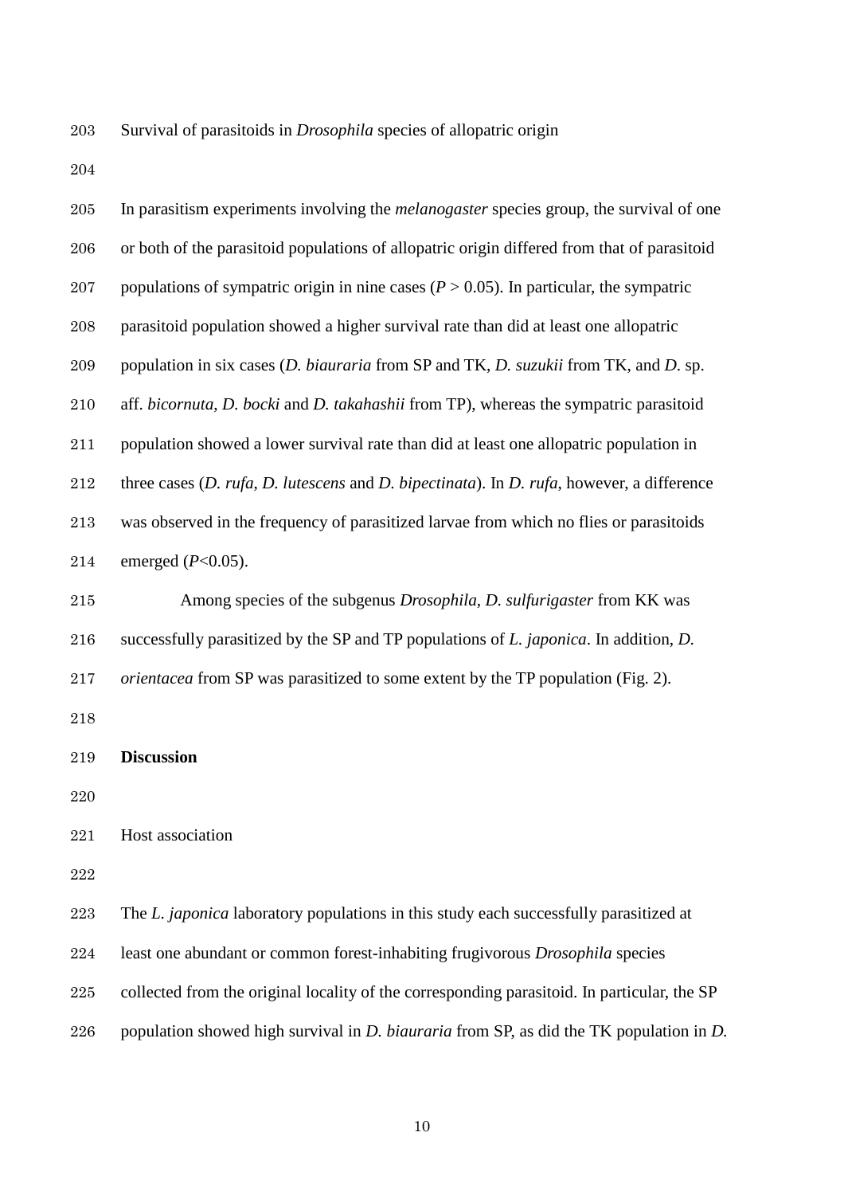Survival of parasitoids in *Drosophila* species of allopatric origin

In parasitism experiments involving the *melanogaster* species group, the survival of one or both of the parasitoid populations of allopatric origin differed from that of parasitoid populations of sympatric origin in nine cases ($P > 0.05$). In particular, the sympatric parasitoid population showed a higher survival rate than did at least one allopatric population in six cases (*D. biauraria* from SP and TK, *D. suzukii* from TK, and *D.* sp. aff. *bicornuta*, *D. bocki* and *D. takahashii* from TP), whereas the sympatric parasitoid population showed a lower survival rate than did at least one allopatric population in three cases (*D. rufa*, *D. lutescens* and *D. bipectinata*). In *D. rufa*, however, a difference was observed in the frequency of parasitized larvae from which no flies or parasitoids emerged ($P<0.05$).

Among species of the subgenus *Drosophila*, *D. sulfurigaster* from KK was successfully parasitized by the SP and TP populations of *L. japonica*. In addition, *D. orientacea* from SP was parasitized to some extent by the TP population (Fig. 2).

## Discussion

### Host association

The *L. japonica* laboratory populations in this study each successfully parasitized at least one abundant or common forest-inhabiting frugivorous *Drosophila* species collected from the original locality of the corresponding parasitoid. In particular, the SP population showed high survival in *D. biauraria* from SP, as did the TK population in *D.*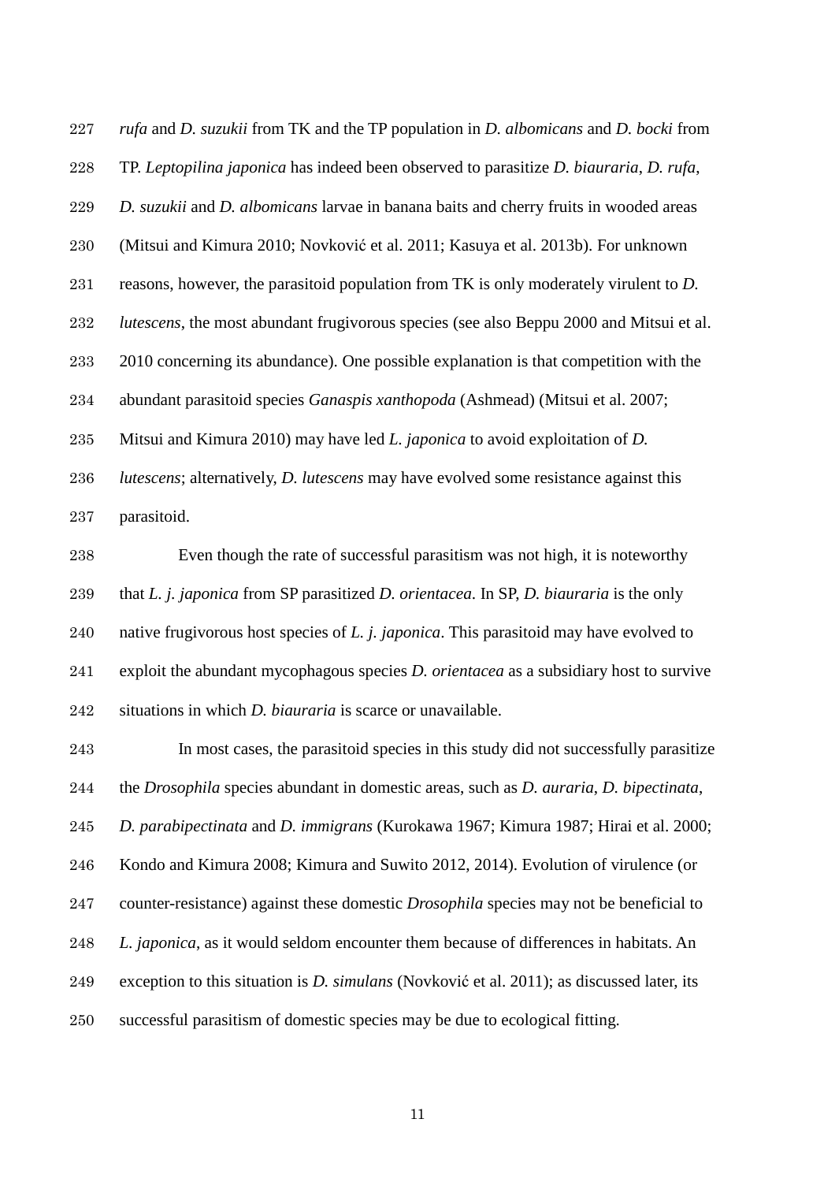*rufa* and *D. suzukii* from TK and the TP population in *D. albomicans* and *D. bocki* from TP. *Leptopilina japonica* has indeed been observed to parasitize *D. biauraria*, *D. rufa*, *D. suzukii* and *D. albomicans* larvae in banana baits and cherry fruits in wooded areas (Mitsui and Kimura 2010; Novković et al. 2011; Kasuya et al. 2013b). For unknown reasons, however, the parasitoid population from TK is only moderately virulent to *D. lutescens*, the most abundant frugivorous species (see also Beppu 2000 and Mitsui et al. 2010 concerning its abundance). One possible explanation is that competition with the abundant parasitoid species *Ganaspis xanthopoda* (Ashmead) (Mitsui et al. 2007; Mitsui and Kimura 2010) may have led *L. japonica* to avoid exploitation of *D. lutescens*; alternatively, *D. lutescens* may have evolved some resistance against this parasitoid.

Even though the rate of successful parasitism was not high, it is noteworthy that *L. j. japonica* from SP parasitized *D. orientacea*. In SP, *D. biauraria* is the only native frugivorous host species of *L. j. japonica*. This parasitoid may have evolved to exploit the abundant mycophagous species *D. orientacea* as a subsidiary host to survive situations in which *D. biauraria* is scarce or unavailable.

In most cases, the parasitoid species in this study did not successfully parasitize the *Drosophila* species abundant in domestic areas, such as *D. auraria*, *D. bipectinata*, *D. parabipectinata* and *D. immigrans* (Kurokawa 1967; Kimura 1987; Hirai et al. 2000; Kondo and Kimura 2008; Kimura and Suwito 2012, 2014). Evolution of virulence (or counter-resistance) against these domestic *Drosophila* species may not be beneficial to *L. japonica*, as it would seldom encounter them because of differences in habitats. An exception to this situation is *D. simulans* (Novković et al. 2011); as discussed later, its successful parasitism of domestic species may be due to ecological fitting.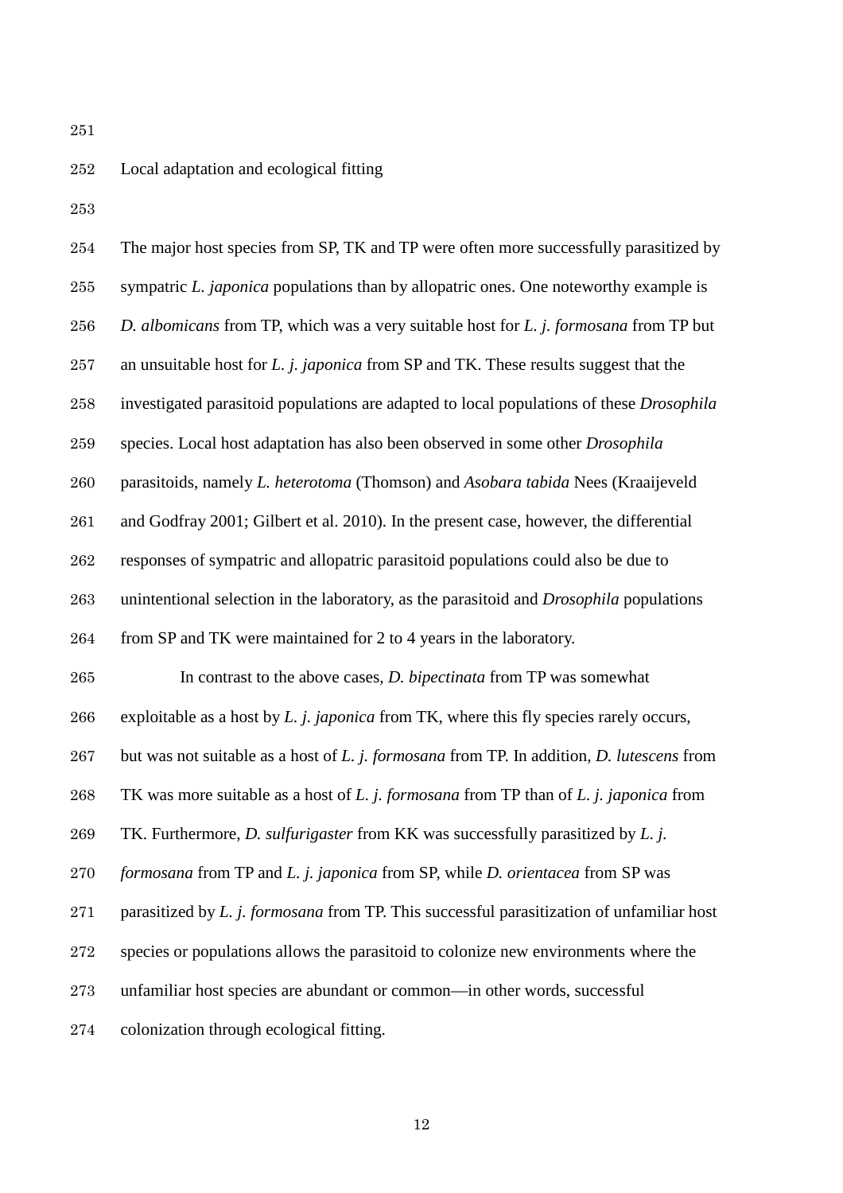## Local adaptation and ecological fitting

The major host species from SP, TK and TP were often more successfully parasitized by sympatric *L. japonica* populations than by allopatric ones. One noteworthy example is *D. albomicans* from TP, which was a very suitable host for *L. j. formosana* from TP but an unsuitable host for *L. j. japonica* from SP and TK. These results suggest that the investigated parasitoid populations are adapted to local populations of these *Drosophila* species. Local host adaptation has also been observed in some other *Drosophila* parasitoids, namely *L. heterotoma* (Thomson) and *Asobara tabida* Nees (Kraaijeveld and Godfray 2001; Gilbert et al. 2010). In the present case, however, the differential responses of sympatric and allopatric parasitoid populations could also be due to unintentional selection in the laboratory, as the parasitoid and *Drosophila* populations from SP and TK were maintained for 2 to 4 years in the laboratory.

In contrast to the above cases, *D. bipectinata* from TP was somewhat exploitable as a host by *L. j. japonica* from TK, where this fly species rarely occurs, but was not suitable as a host of *L. j. formosana* from TP. In addition, *D. lutescens* from TK was more suitable as a host of *L. j. formosana* from TP than of *L. j. japonica* from TK. Furthermore, *D. sulfurigaster* from KK was successfully parasitized by *L. j. formosana* from TP and *L. j. japonica* from SP, while *D. orientacea* from SP was parasitized by *L. j. formosana* from TP. This successful parasitization of unfamiliar host species or populations allows the parasitoid to colonize new environments where the unfamiliar host species are abundant or common—in other words, successful colonization through ecological fitting.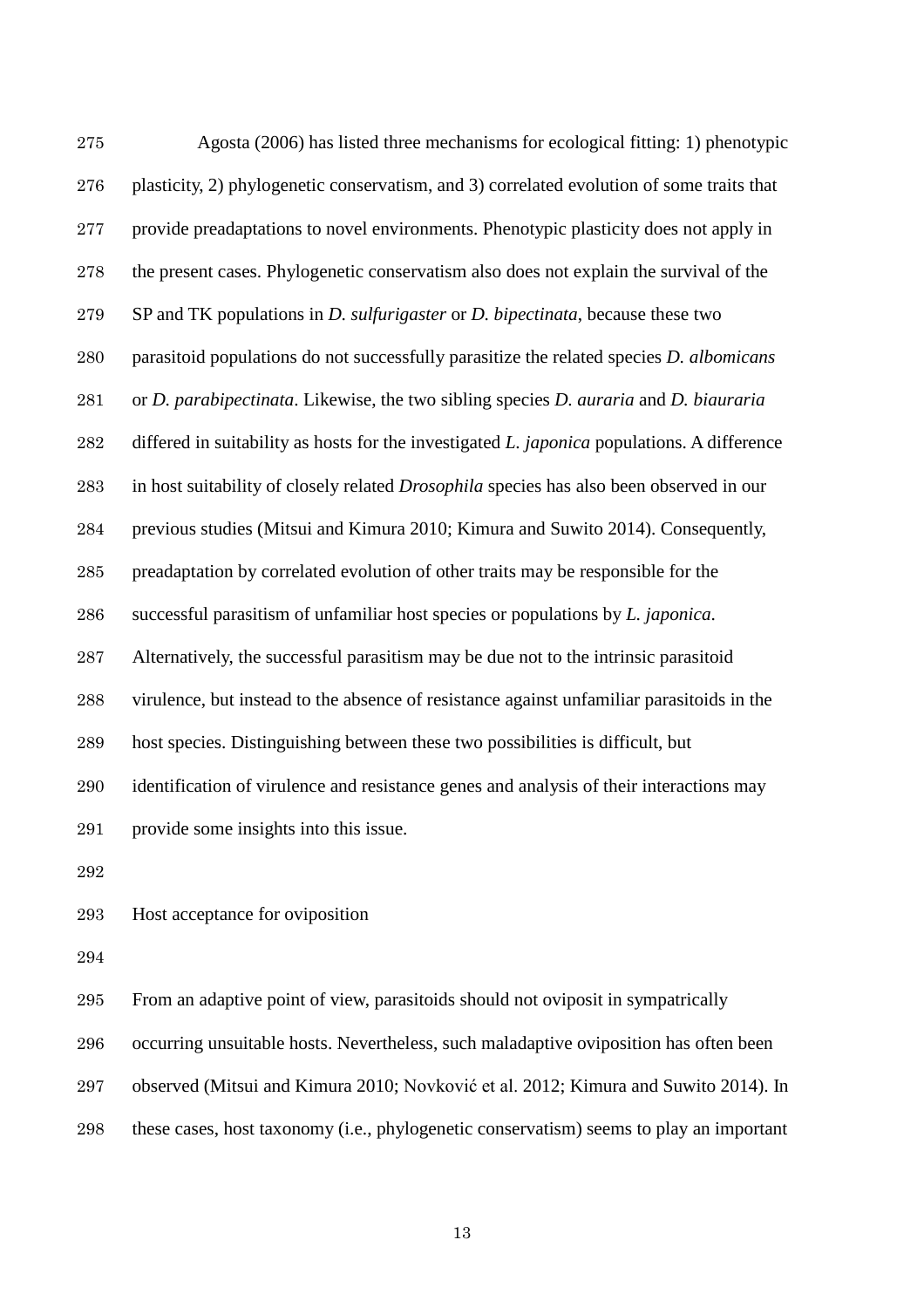Agosta (2006) has listed three mechanisms for ecological fitting: 1) phenotypic plasticity, 2) phylogenetic conservatism, and 3) correlated evolution of some traits that provide preadaptations to novel environments. Phenotypic plasticity does not apply in the present cases. Phylogenetic conservatism also does not explain the survival of the SP and TK populations in *D. sulfurigaster* or *D. bipectinata*, because these two parasitoid populations do not successfully parasitize the related species *D. albomicans* or *D. parabipectinata*. Likewise, the two sibling species *D. auraria* and *D. biauraria* differed in suitability as hosts for the investigated *L. japonica* populations. A difference in host suitability of closely related *Drosophila* species has also been observed in our previous studies (Mitsui and Kimura 2010; Kimura and Suwito 2014). Consequently, preadaptation by correlated evolution of other traits may be responsible for the successful parasitism of unfamiliar host species or populations by *L. japonica*. Alternatively, the successful parasitism may be due not to the intrinsic parasitoid virulence, but instead to the absence of resistance against unfamiliar parasitoids in the host species. Distinguishing between these two possibilities is difficult, but identification of virulence and resistance genes and analysis of their interactions may provide some insights into this issue.

## Host acceptance for oviposition

From an adaptive point of view, parasitoids should not oviposit in sympatrically occurring unsuitable hosts. Nevertheless, such maladaptive oviposition has often been observed (Mitsui and Kimura 2010; Novković et al. 2012; Kimura and Suwito 2014). In these cases, host taxonomy (i.e., phylogenetic conservatism) seems to play an important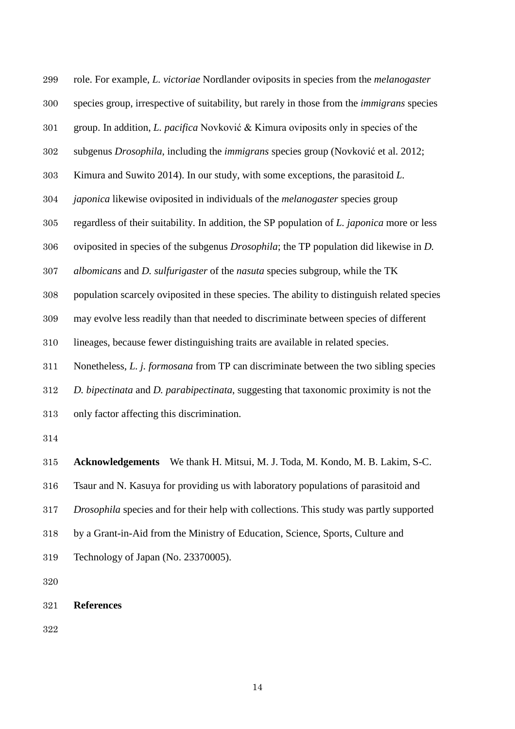role. For example, *L. victoriae* Nordlander oviposits in species from the *melanogaster* species group, irrespective of suitability, but rarely in those from the *immigrans* species group. In addition, *L. pacifica* Novković & Kimura oviposits only in species of the subgenus *Drosophila*, including the *immigrans* species group (Novković et al. 2012; Kimura and Suwito 2014). In our study, with some exceptions, the parasitoid *L. japonica* likewise oviposited in individuals of the *melanogaster* species group regardless of their suitability. In addition, the SP population of *L. japonica* more or less oviposited in species of the subgenus *Drosophila*; the TP population did likewise in *D. albomicans* and *D. sulfurigaster* of the *nasuta* species subgroup, while the TK population scarcely oviposited in these species. The ability to distinguish related species may evolve less readily than that needed to discriminate between species of different lineages, because fewer distinguishing traits are available in related species. Nonetheless, *L. j. formosana* from TP can discriminate between the two sibling species *D. bipectinata* and *D. parabipectinata*, suggesting that taxonomic proximity is not the only factor affecting this discrimination.

**Acknowledgements** We thank H. Mitsui, M. J. Toda, M. Kondo, M. B. Lakim, S-C. Tsaur and N. Kasuya for providing us with laboratory populations of parasitoid and *Drosophila* species and for their help with collections. This study was partly supported by a Grant-in-Aid from the Ministry of Education, Science, Sports, Culture and Technology of Japan (No. 23370005).

**References**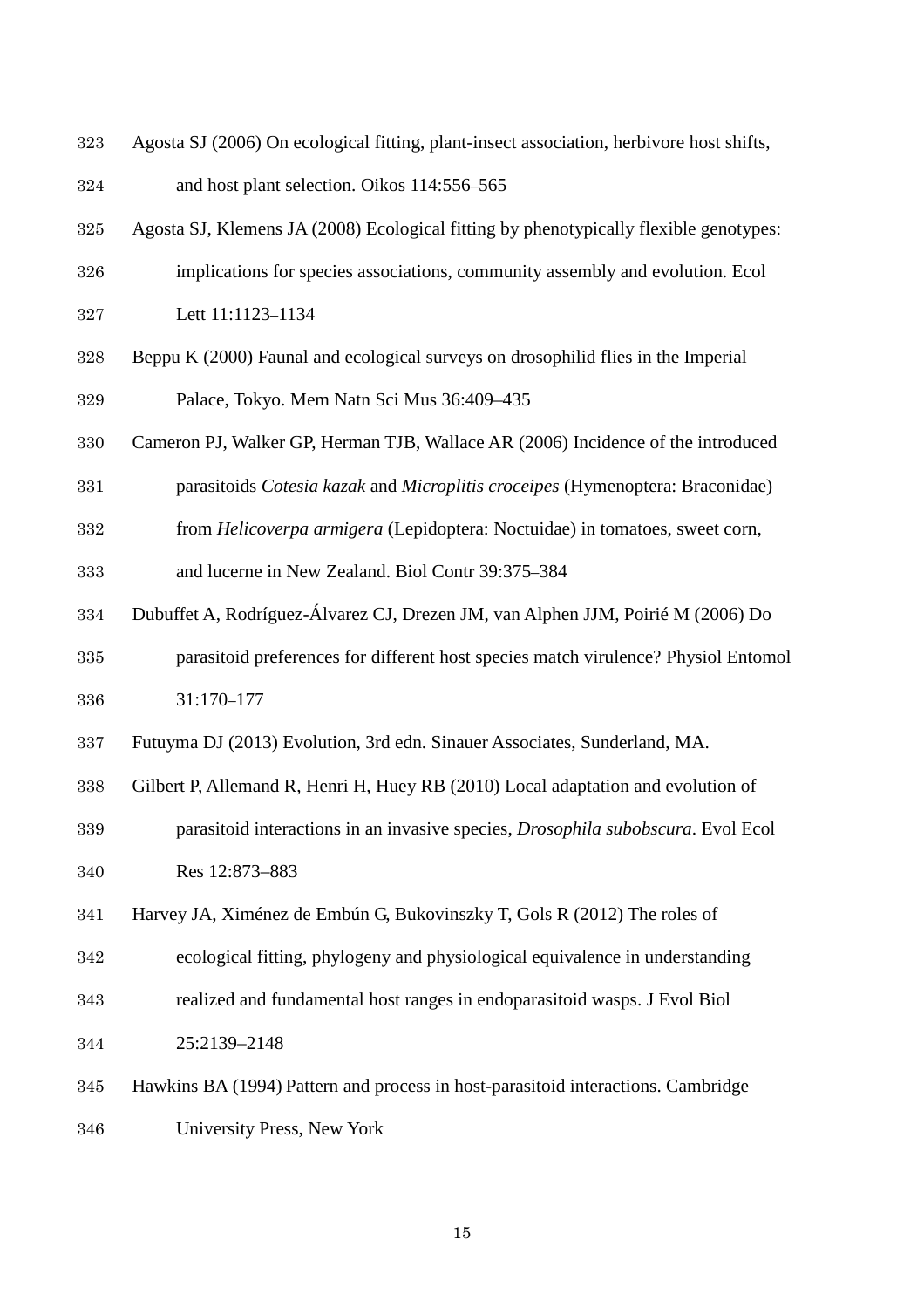Agosta SJ (2006) On ecological fitting, plant-insect association, herbivore host shifts, and host plant selection. Oikos 114:556–565

Agosta SJ, Klemens JA (2008) Ecological fitting by phenotypically flexible genotypes: implications for species associations, community assembly and evolution. Ecol Lett 11:1123–1134

Beppu K (2000) Faunal and ecological surveys on drosophilid flies in the Imperial Palace, Tokyo. Mem Natn Sci Mus 36:409–435

Cameron PJ, Walker GP, Herman TJB, Wallace AR (2006) Incidence of the introduced parasitoids *Cotesia kazak* and *Microplitis croceipes* (Hymenoptera: Braconidae) from *Helicoverpa armigera* (Lepidoptera: Noctuidae) in tomatoes, sweet corn, and lucerne in New Zealand. Biol Contr 39:375–384

Dubuffet A, Rodríguez-Álvarez CJ, Drezen JM, van Alphen JJM, Poirié M (2006) Do parasitoid preferences for different host species match virulence? Physiol Entomol 31:170–177

Futuyma DJ (2013) Evolution, 3rd edn. Sinauer Associates, Sunderland, MA.

Gilbert P, Allemand R, Henri H, Huey RB (2010) Local adaptation and evolution of parasitoid interactions in an invasive species, *Drosophila subobscura*. Evol Ecol Res 12:873–883

Harvey JA, Ximénez de Embún G, Bukovinszky T, Gols R (2012) The roles of ecological fitting, phylogeny and physiological equivalence in understanding realized and fundamental host ranges in endoparasitoid wasps. J Evol Biol 25:2139–2148

Hawkins BA (1994) Pattern and process in host-parasitoid interactions. Cambridge University Press, New York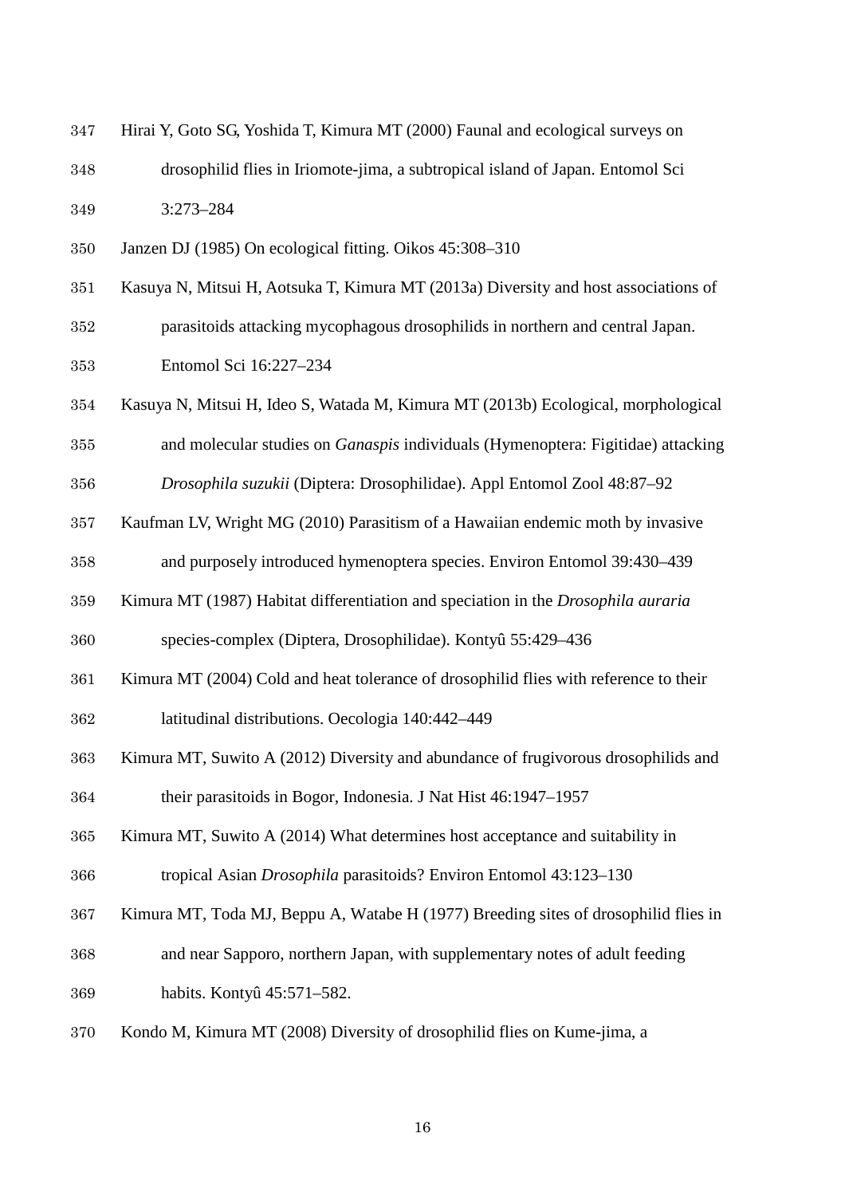Hirai Y, Goto SG, Yoshida T, Kimura MT (2000) Faunal and ecological surveys on drosophilid flies in Iriomote-jima, a subtropical island of Japan. Entomol Sci 3:273–284

Janzen DJ (1985) On ecological fitting. Oikos 45:308–310

Kasuya N, Mitsui H, Aotsuka T, Kimura MT (2013a) Diversity and host associations of parasitoids attacking mycophagous drosophilids in northern and central Japan. Entomol Sci 16:227–234

Kasuya N, Mitsui H, Ideo S, Watada M, Kimura MT (2013b) Ecological, morphological and molecular studies on *Ganaspis* individuals (Hymenoptera: Figitidae) attacking *Drosophila suzukii* (Diptera: Drosophilidae). Appl Entomol Zool 48:87–92

Kaufman LV, Wright MG (2010) Parasitism of a Hawaiian endemic moth by invasive and purposely introduced hymenoptera species. Environ Entomol 39:430–439

Kimura MT (1987) Habitat differentiation and speciation in the *Drosophila auraria* species-complex (Diptera, Drosophilidae). Kontyû 55:429–436

Kimura MT (2004) Cold and heat tolerance of drosophilid flies with reference to their latitudinal distributions. Oecologia 140:442–449

Kimura MT, Suwito A (2012) Diversity and abundance of frugivorous drosophilids and their parasitoids in Bogor, Indonesia. J Nat Hist 46:1947–1957

Kimura MT, Suwito A (2014) What determines host acceptance and suitability in tropical Asian *Drosophila* parasitoids? Environ Entomol 43:123–130

Kimura MT, Toda MJ, Beppu A, Watabe H (1977) Breeding sites of drosophilid flies in and near Sapporo, northern Japan, with supplementary notes of adult feeding habits. Kontyû 45:571–582.

Kondo M, Kimura MT (2008) Diversity of drosophilid flies on Kume-jima, a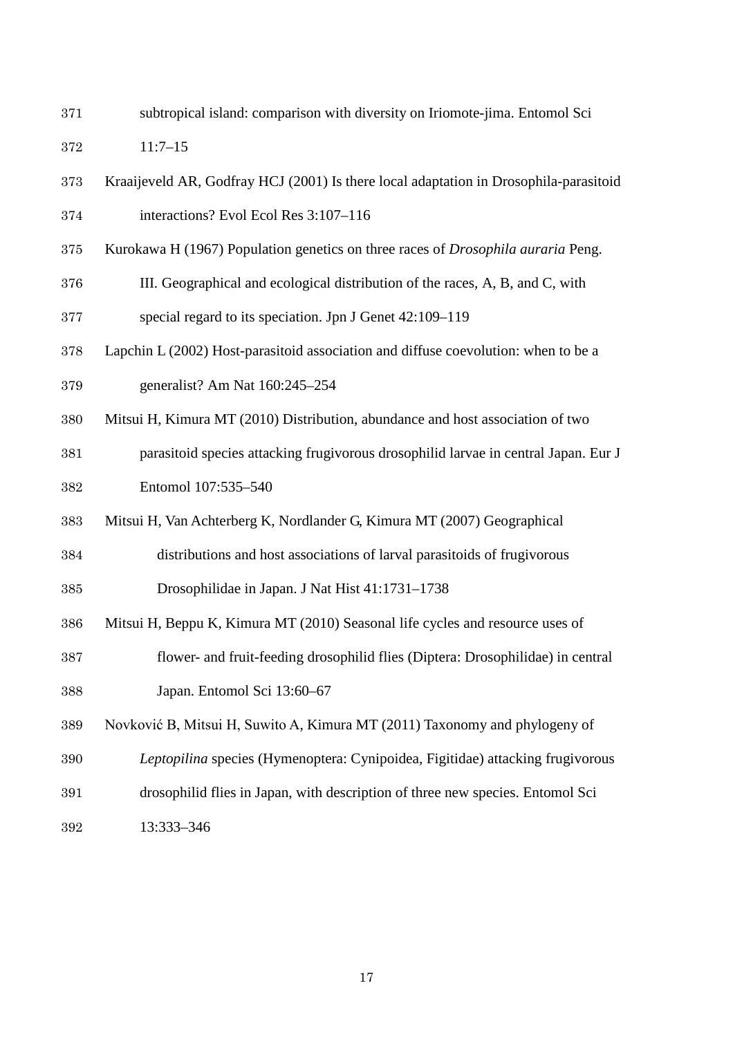subtropical island: comparison with diversity on Iriomote-jima. Entomol Sci 11:7–15

Kraaijeveld AR, Godfray HCJ (2001) Is there local adaptation in Drosophila-parasitoid interactions? Evol Ecol Res 3:107–116

Kurokawa H (1967) Population genetics on three races of *Drosophila auraria* Peng. III. Geographical and ecological distribution of the races, A, B, and C, with special regard to its speciation. Jpn J Genet 42:109–119

Lapchin L (2002) Host-parasitoid association and diffuse coevolution: when to be a generalist? Am Nat 160:245–254

Mitsui H, Kimura MT (2010) Distribution, abundance and host association of two parasitoid species attacking frugivorous drosophilid larvae in central Japan. Eur J Entomol 107:535–540

Mitsui H, Van Achterberg K, Nordlander G, Kimura MT (2007) Geographical distributions and host associations of larval parasitoids of frugivorous Drosophilidae in Japan. J Nat Hist 41:1731–1738

Mitsui H, Beppu K, Kimura MT (2010) Seasonal life cycles and resource uses of flower- and fruit-feeding drosophilid flies (Diptera: Drosophilidae) in central Japan. Entomol Sci 13:60–67

Novković B, Mitsui H, Suwito A, Kimura MT (2011) Taxonomy and phylogeny of *Leptopilina* species (Hymenoptera: Cynipoidea, Figitidae) attacking frugivorous drosophilid flies in Japan, with description of three new species. Entomol Sci 13:333–346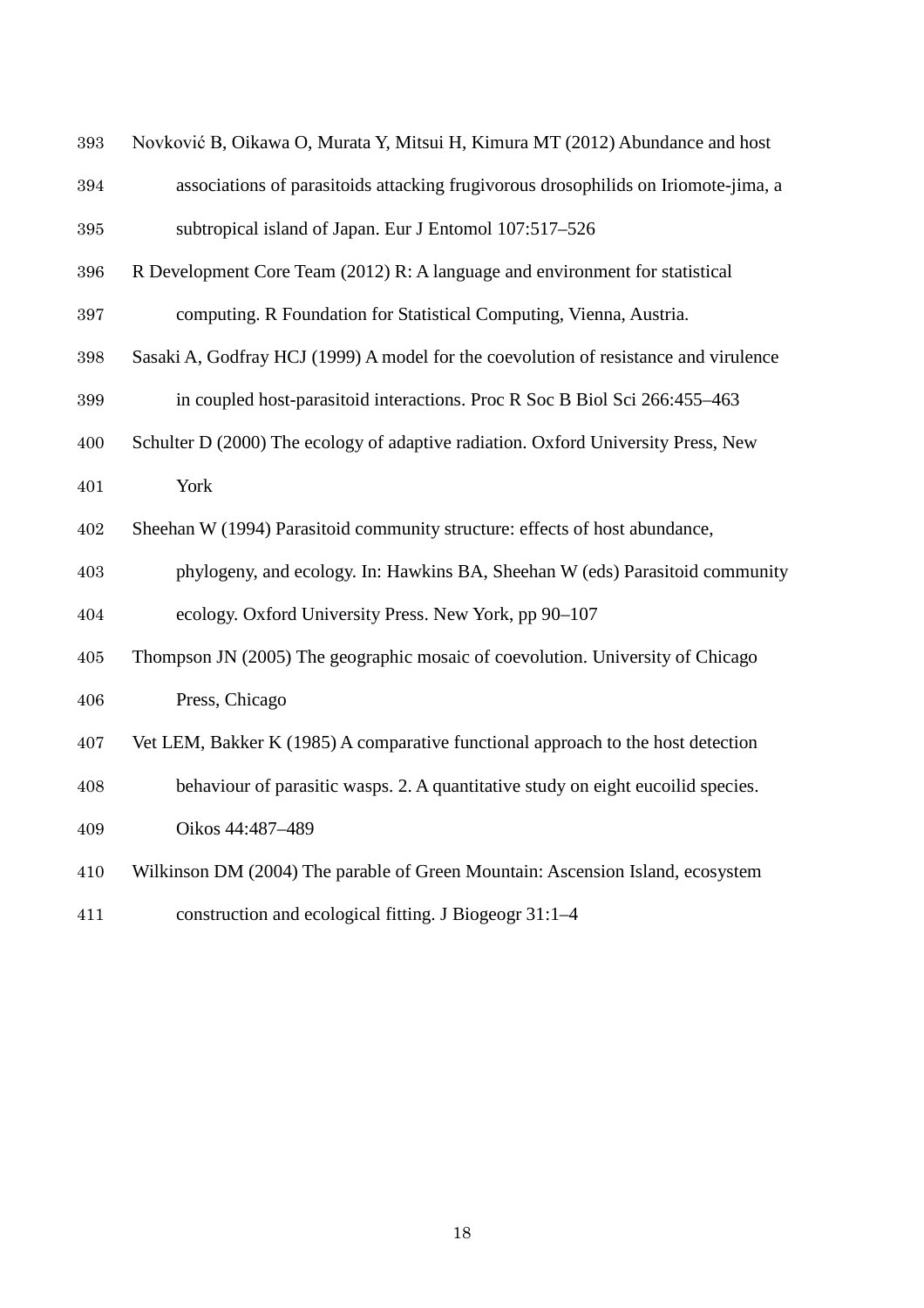Novković B, Oikawa O, Murata Y, Mitsui H, Kimura MT (2012) Abundance and host associations of parasitoids attacking frugivorous drosophilids on Iriomote-jima, a subtropical island of Japan. Eur J Entomol 107:517–526

R Development Core Team (2012) R: A language and environment for statistical computing. R Foundation for Statistical Computing, Vienna, Austria.

Sasaki A, Godfray HCJ (1999) A model for the coevolution of resistance and virulence in coupled host-parasitoid interactions. Proc R Soc B Biol Sci 266:455–463

Schulter D (2000) The ecology of adaptive radiation. Oxford University Press, New York

Sheehan W (1994) Parasitoid community structure: effects of host abundance, phylogeny, and ecology. In: Hawkins BA, Sheehan W (eds) Parasitoid community ecology. Oxford University Press. New York, pp 90–107

Thompson JN (2005) The geographic mosaic of coevolution. University of Chicago Press, Chicago

Vet LEM, Bakker K (1985) A comparative functional approach to the host detection behaviour of parasitic wasps. 2. A quantitative study on eight eucoilid species. Oikos 44:487–489

Wilkinson DM (2004) The parable of Green Mountain: Ascension Island, ecosystem construction and ecological fitting. J Biogeogr 31:1–4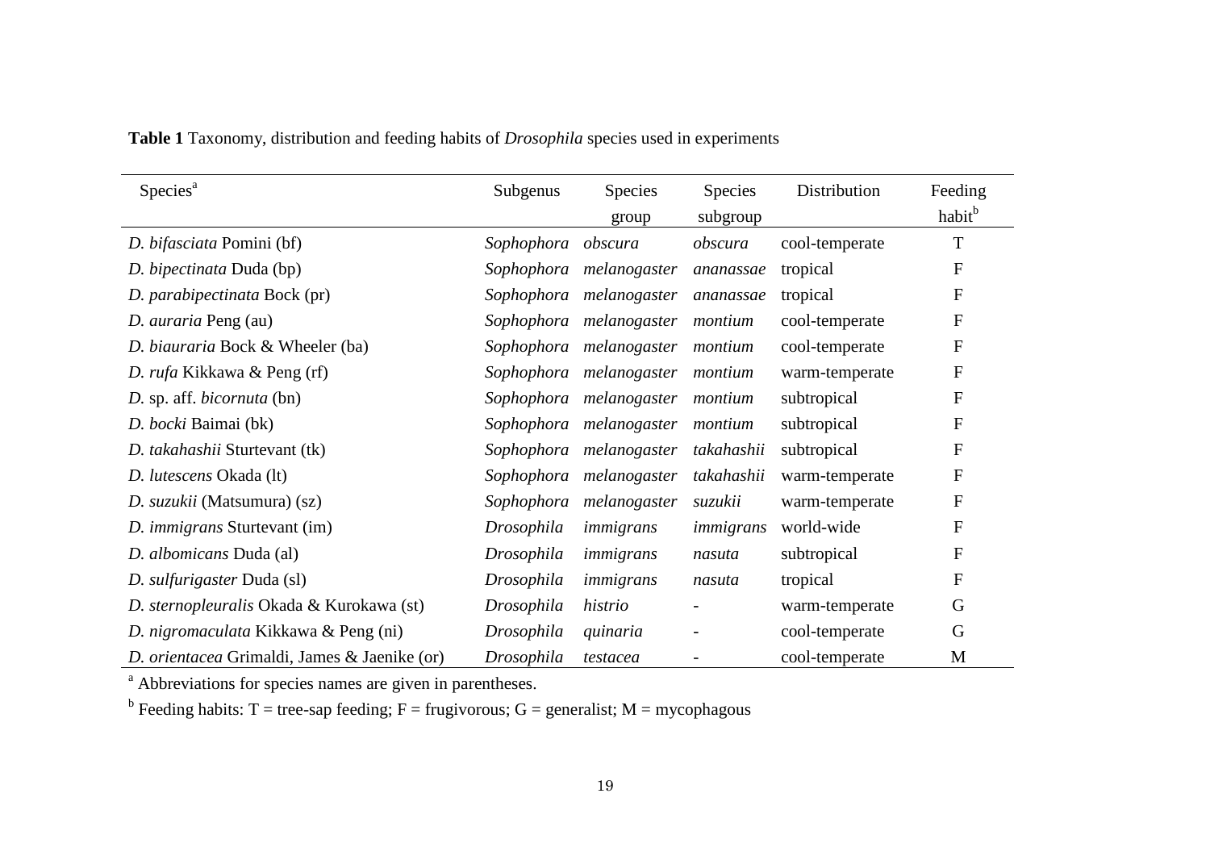**Table 1** Taxonomy, distribution and feeding habits of *Drosophila* species used in experiments

| Species[a] | Subgenus | Species group | Species subgroup | Distribution | Feeding habit[b] |
|---|---|---|---|---|---|
| *D. bifasciata* Pomini (bf) | *Sophophora* | *obscura* | *obscura* | cool-temperate | T |
| *D. bipectinata* Duda (bp) | *Sophophora* | *melanogaster* | *ananassae* | tropical | F |
| *D. parabipectinata* Bock (pr) | *Sophophora* | *melanogaster* | *ananassae* | tropical | F |
| *D. auraria* Peng (au) | *Sophophora* | *melanogaster* | *montium* | cool-temperate | F |
| *D. biauraria* Bock & Wheeler (ba) | *Sophophora* | *melanogaster* | *montium* | cool-temperate | F |
| *D. rufa* Kikkawa & Peng (rf) | *Sophophora* | *melanogaster* | *montium* | warm-temperate | F |
| *D.* sp. aff. *bicornuta* (bn) | *Sophophora* | *melanogaster* | *montium* | subtropical | F |
| *D. bocki* Baimai (bk) | *Sophophora* | *melanogaster* | *montium* | subtropical | F |
| *D. takahashii* Sturtevant (tk) | *Sophophora* | *melanogaster* | *takahashii* | subtropical | F |
| *D. lutescens* Okada (lt) | *Sophophora* | *melanogaster* | *takahashii* | warm-temperate | F |
| *D. suzukii* (Matsumura) (sz) | *Sophophora* | *melanogaster* | *suzukii* | warm-temperate | F |
| *D. immigrans* Sturtevant (im) | *Drosophila* | *immigrans* | *immigrans* | world-wide | F |
| *D. albomicans* Duda (al) | *Drosophila* | *immigrans* | *nasuta* | subtropical | F |
| *D. sulfurigaster* Duda (sl) | *Drosophila* | *immigrans* | *nasuta* | tropical | F |
| *D. sternopleuralis* Okada & Kurokawa (st) | *Drosophila* | *histrio* | - | warm-temperate | G |
| *D. nigromaculata* Kikkawa & Peng (ni) | *Drosophila* | *quinaria* | - | cool-temperate | G |
| *D. orientacea* Grimaldi, James & Jaenike (or) | *Drosophila* | *testacea* | - | cool-temperate | M |

[a] Abbreviations for species names are given in parentheses.

[b] Feeding habits: T = tree-sap feeding; F = frugivorous; G = generalist; M = mycophagous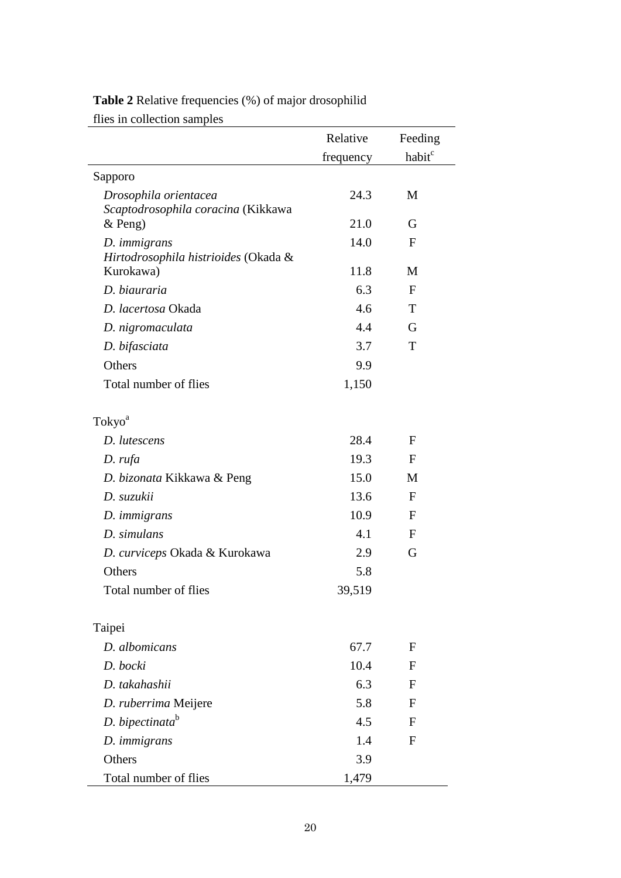**Table 2** Relative frequencies (%) of major drosophilid flies in collection samples

| | Relative frequency | Feeding habit[c] |
|---|---|---|
| Sapporo | | |
| *Drosophila orientacea* | 24.3 | M |
| *Scaptodrosophila coracina* (Kikkawa & Peng) | 21.0 | G |
| *D. immigrans* | 14.0 | F |
| *Hirtodrosophila histrioides* (Okada & Kurokawa) | 11.8 | M |
| *D. biauraria* | 6.3 | F |
| *D. lacertosa* Okada | 4.6 | T |
| *D. nigromaculata* | 4.4 | G |
| *D. bifasciata* | 3.7 | T |
| Others | 9.9 | |
| Total number of flies | 1,150 | |
| Tokyo[a] | | |
| *D. lutescens* | 28.4 | F |
| *D. rufa* | 19.3 | F |
| *D. bizonata* Kikkawa & Peng | 15.0 | M |
| *D. suzukii* | 13.6 | F |
| *D. immigrans* | 10.9 | F |
| *D. simulans* | 4.1 | F |
| *D. curviceps* Okada & Kurokawa | 2.9 | G |
| Others | 5.8 | |
| Total number of flies | 39,519 | |
| Taipei | | |
| *D. albomicans* | 67.7 | F |
| *D. bocki* | 10.4 | F |
| *D. takahashii* | 6.3 | F |
| *D. ruberrima* Meijere | 5.8 | F |
| *D. bipectinata*[b] | 4.5 | F |
| *D. immigrans* | 1.4 | F |
| Others | 3.9 | |
| Total number of flies | 1,479 | |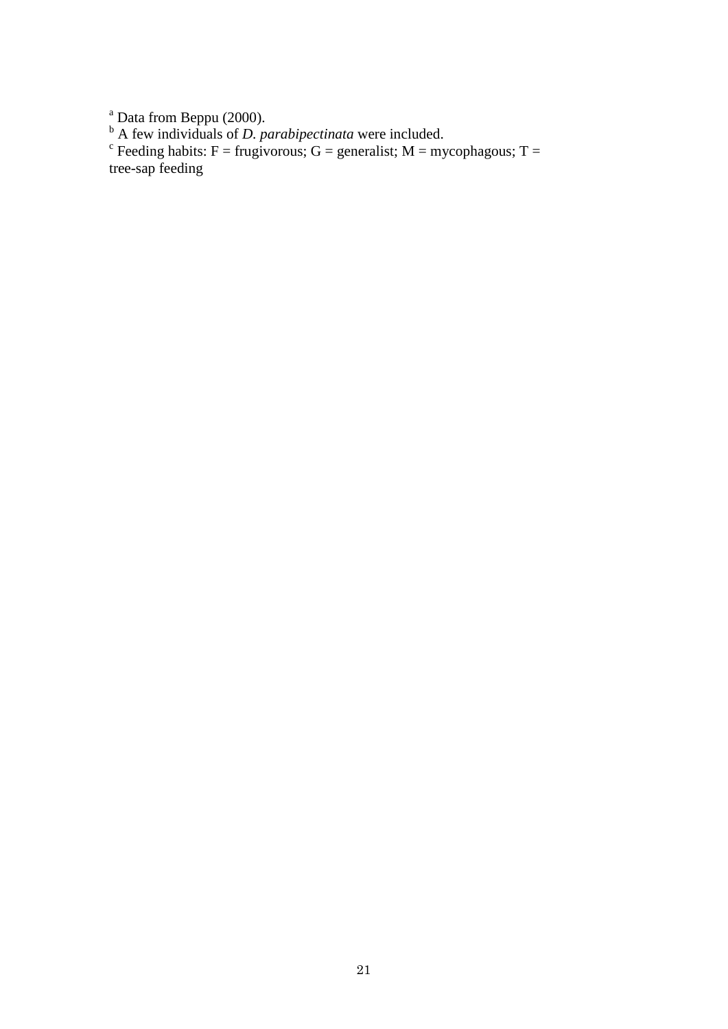[a] Data from Beppu (2000).
[b] A few individuals of *D. parabipectinata* were included.
[c] Feeding habits: F = frugivorous; G = generalist; M = mycophagous; T = tree-sap feeding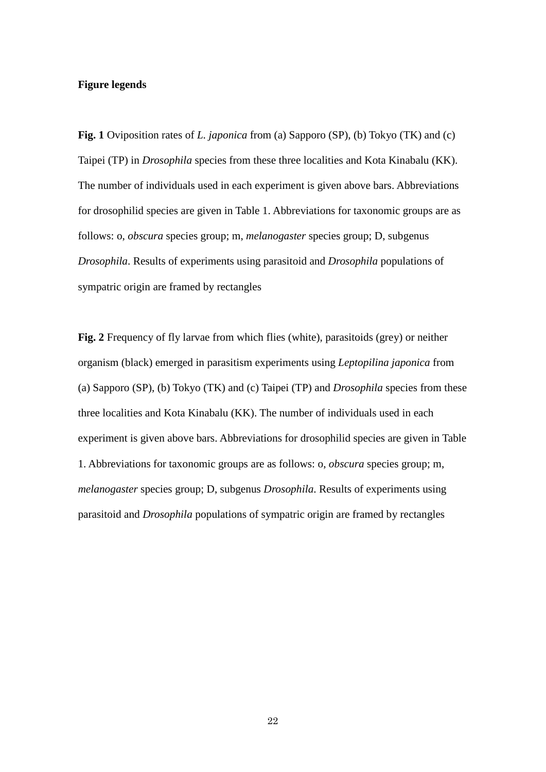**Figure legends**

**Fig. 1** Oviposition rates of *L. japonica* from (a) Sapporo (SP), (b) Tokyo (TK) and (c) Taipei (TP) in *Drosophila* species from these three localities and Kota Kinabalu (KK). The number of individuals used in each experiment is given above bars. Abbreviations for drosophilid species are given in Table 1. Abbreviations for taxonomic groups are as follows: o, *obscura* species group; m, *melanogaster* species group; D, subgenus *Drosophila*. Results of experiments using parasitoid and *Drosophila* populations of sympatric origin are framed by rectangles

**Fig. 2** Frequency of fly larvae from which flies (white), parasitoids (grey) or neither organism (black) emerged in parasitism experiments using *Leptopilina japonica* from (a) Sapporo (SP), (b) Tokyo (TK) and (c) Taipei (TP) and *Drosophila* species from these three localities and Kota Kinabalu (KK). The number of individuals used in each experiment is given above bars. Abbreviations for drosophilid species are given in Table 1. Abbreviations for taxonomic groups are as follows: o, *obscura* species group; m, *melanogaster* species group; D, subgenus *Drosophila*. Results of experiments using parasitoid and *Drosophila* populations of sympatric origin are framed by rectangles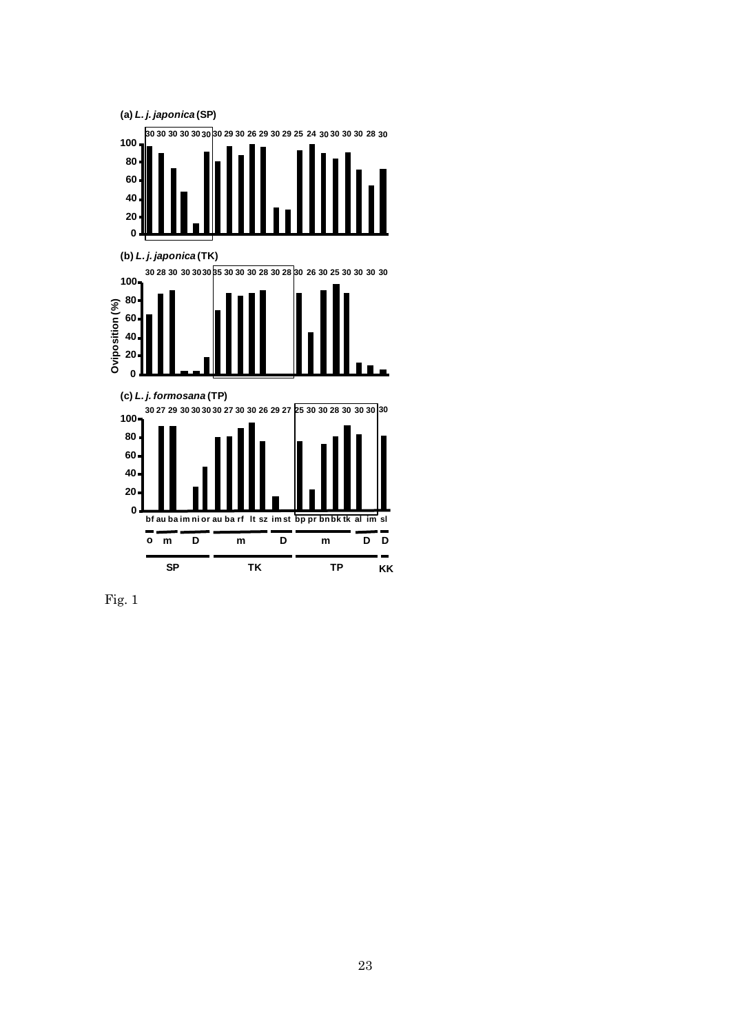Fig. 1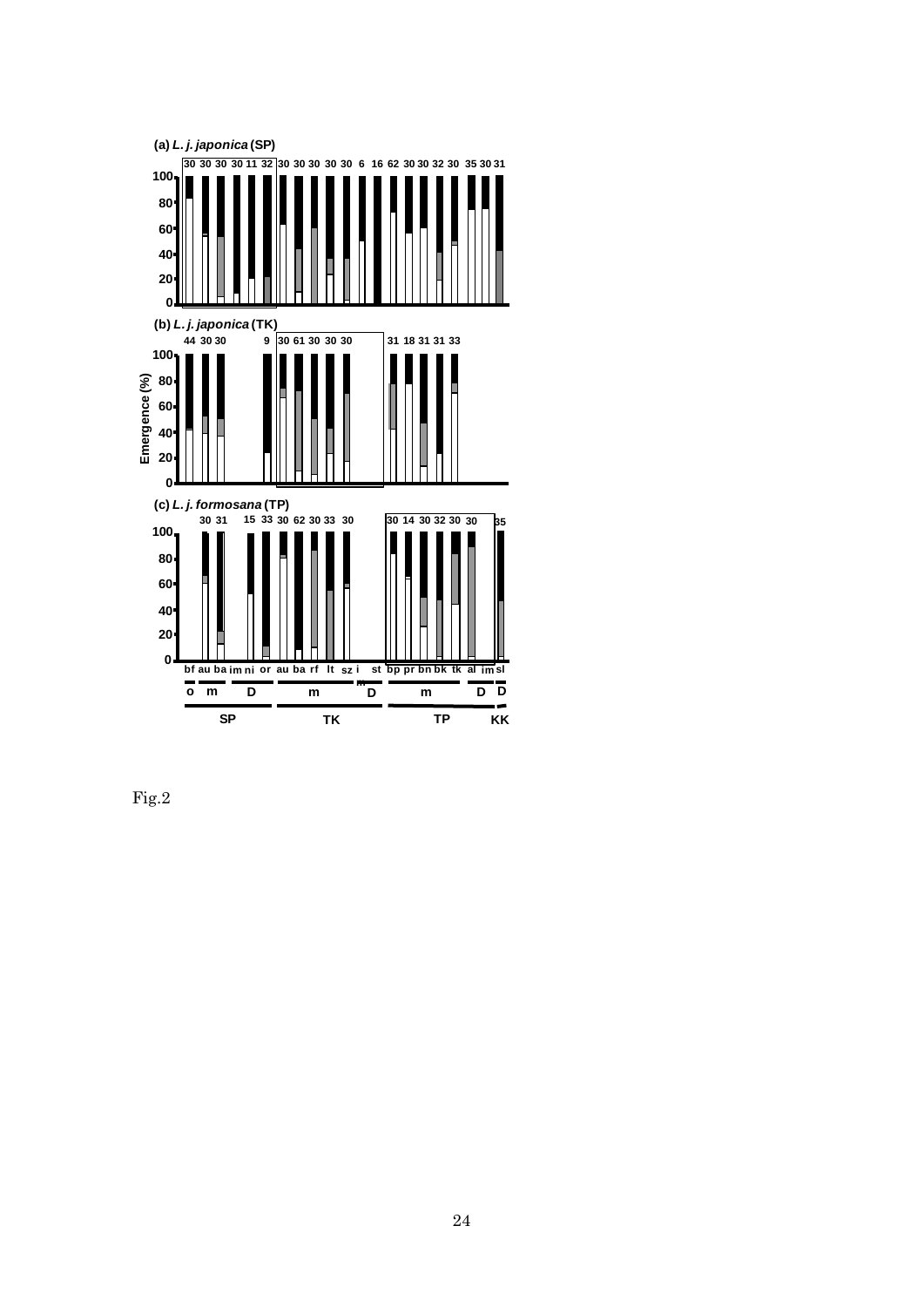(a) *L. j. japonica* (SP)

30 30 30 30 11 32 30 30 30 30 30 6 16 62 30 30 32 30 35 30 31

100
80
60
40
20
0

(b) *L. j. japonica* (TK)

44 30 30 9 30 61 30 30 30 31 18 31 31 33

Emergence (%)

100
80
60
40
20
0

(c) *L. j. formosana* (TP)

30 31 15 33 30 62 30 33 30 30 14 30 32 30 30 35

100
80
60
40
20
0

bf au ba im ni or au ba rf lt sz im st bp pr bn bk tk al im sl

o m D m D m D D

SP TK TP KK

Fig.2